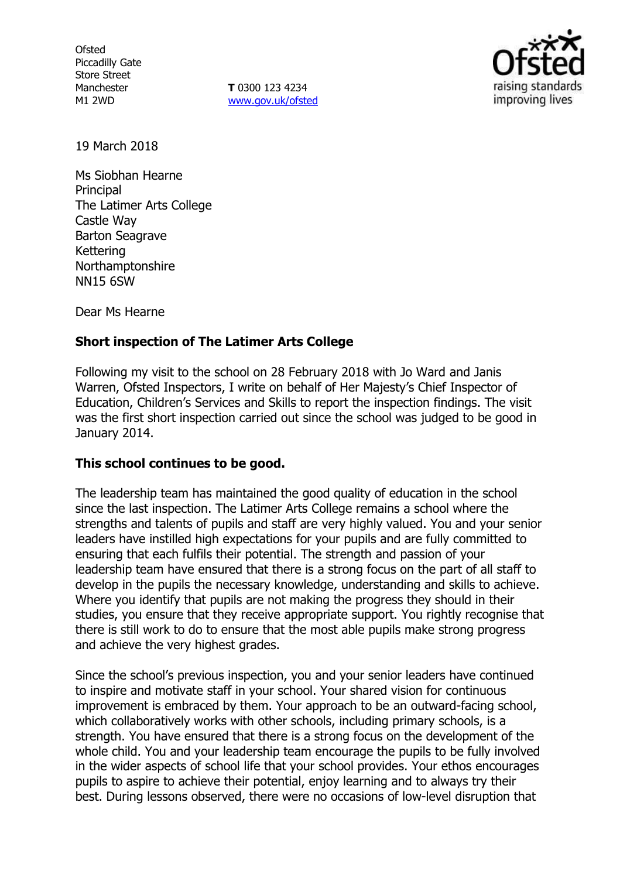Ofsted
Piccadilly Gate
Store Street
Manchester
M1 2WD

**T** 0300 123 4234
www.gov.uk/ofsted

19 March 2018

Ms Siobhan Hearne
Principal
The Latimer Arts College
Castle Way
Barton Seagrave
Kettering
Northamptonshire
NN15 6SW

Dear Ms Hearne

**Short inspection of The Latimer Arts College**

Following my visit to the school on 28 February 2018 with Jo Ward and Janis Warren, Ofsted Inspectors, I write on behalf of Her Majesty's Chief Inspector of Education, Children's Services and Skills to report the inspection findings. The visit was the first short inspection carried out since the school was judged to be good in January 2014.

**This school continues to be good.**

The leadership team has maintained the good quality of education in the school since the last inspection. The Latimer Arts College remains a school where the strengths and talents of pupils and staff are very highly valued. You and your senior leaders have instilled high expectations for your pupils and are fully committed to ensuring that each fulfils their potential. The strength and passion of your leadership team have ensured that there is a strong focus on the part of all staff to develop in the pupils the necessary knowledge, understanding and skills to achieve. Where you identify that pupils are not making the progress they should in their studies, you ensure that they receive appropriate support. You rightly recognise that there is still work to do to ensure that the most able pupils make strong progress and achieve the very highest grades.

Since the school's previous inspection, you and your senior leaders have continued to inspire and motivate staff in your school. Your shared vision for continuous improvement is embraced by them. Your approach to be an outward-facing school, which collaboratively works with other schools, including primary schools, is a strength. You have ensured that there is a strong focus on the development of the whole child. You and your leadership team encourage the pupils to be fully involved in the wider aspects of school life that your school provides. Your ethos encourages pupils to aspire to achieve their potential, enjoy learning and to always try their best. During lessons observed, there were no occasions of low-level disruption that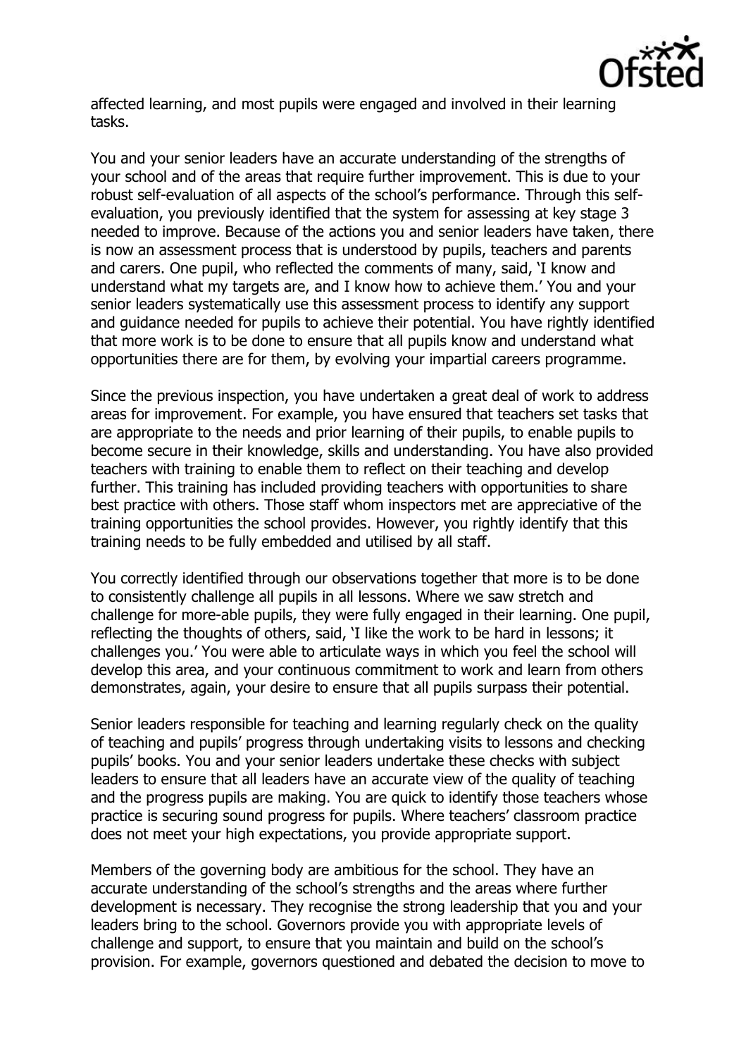affected learning, and most pupils were engaged and involved in their learning tasks.

You and your senior leaders have an accurate understanding of the strengths of your school and of the areas that require further improvement. This is due to your robust self-evaluation of all aspects of the school's performance. Through this self-evaluation, you previously identified that the system for assessing at key stage 3 needed to improve. Because of the actions you and senior leaders have taken, there is now an assessment process that is understood by pupils, teachers and parents and carers. One pupil, who reflected the comments of many, said, 'I know and understand what my targets are, and I know how to achieve them.' You and your senior leaders systematically use this assessment process to identify any support and guidance needed for pupils to achieve their potential. You have rightly identified that more work is to be done to ensure that all pupils know and understand what opportunities there are for them, by evolving your impartial careers programme.

Since the previous inspection, you have undertaken a great deal of work to address areas for improvement. For example, you have ensured that teachers set tasks that are appropriate to the needs and prior learning of their pupils, to enable pupils to become secure in their knowledge, skills and understanding. You have also provided teachers with training to enable them to reflect on their teaching and develop further. This training has included providing teachers with opportunities to share best practice with others. Those staff whom inspectors met are appreciative of the training opportunities the school provides. However, you rightly identify that this training needs to be fully embedded and utilised by all staff.

You correctly identified through our observations together that more is to be done to consistently challenge all pupils in all lessons. Where we saw stretch and challenge for more-able pupils, they were fully engaged in their learning. One pupil, reflecting the thoughts of others, said, 'I like the work to be hard in lessons; it challenges you.' You were able to articulate ways in which you feel the school will develop this area, and your continuous commitment to work and learn from others demonstrates, again, your desire to ensure that all pupils surpass their potential.

Senior leaders responsible for teaching and learning regularly check on the quality of teaching and pupils' progress through undertaking visits to lessons and checking pupils' books. You and your senior leaders undertake these checks with subject leaders to ensure that all leaders have an accurate view of the quality of teaching and the progress pupils are making. You are quick to identify those teachers whose practice is securing sound progress for pupils. Where teachers' classroom practice does not meet your high expectations, you provide appropriate support.

Members of the governing body are ambitious for the school. They have an accurate understanding of the school's strengths and the areas where further development is necessary. They recognise the strong leadership that you and your leaders bring to the school. Governors provide you with appropriate levels of challenge and support, to ensure that you maintain and build on the school's provision. For example, governors questioned and debated the decision to move to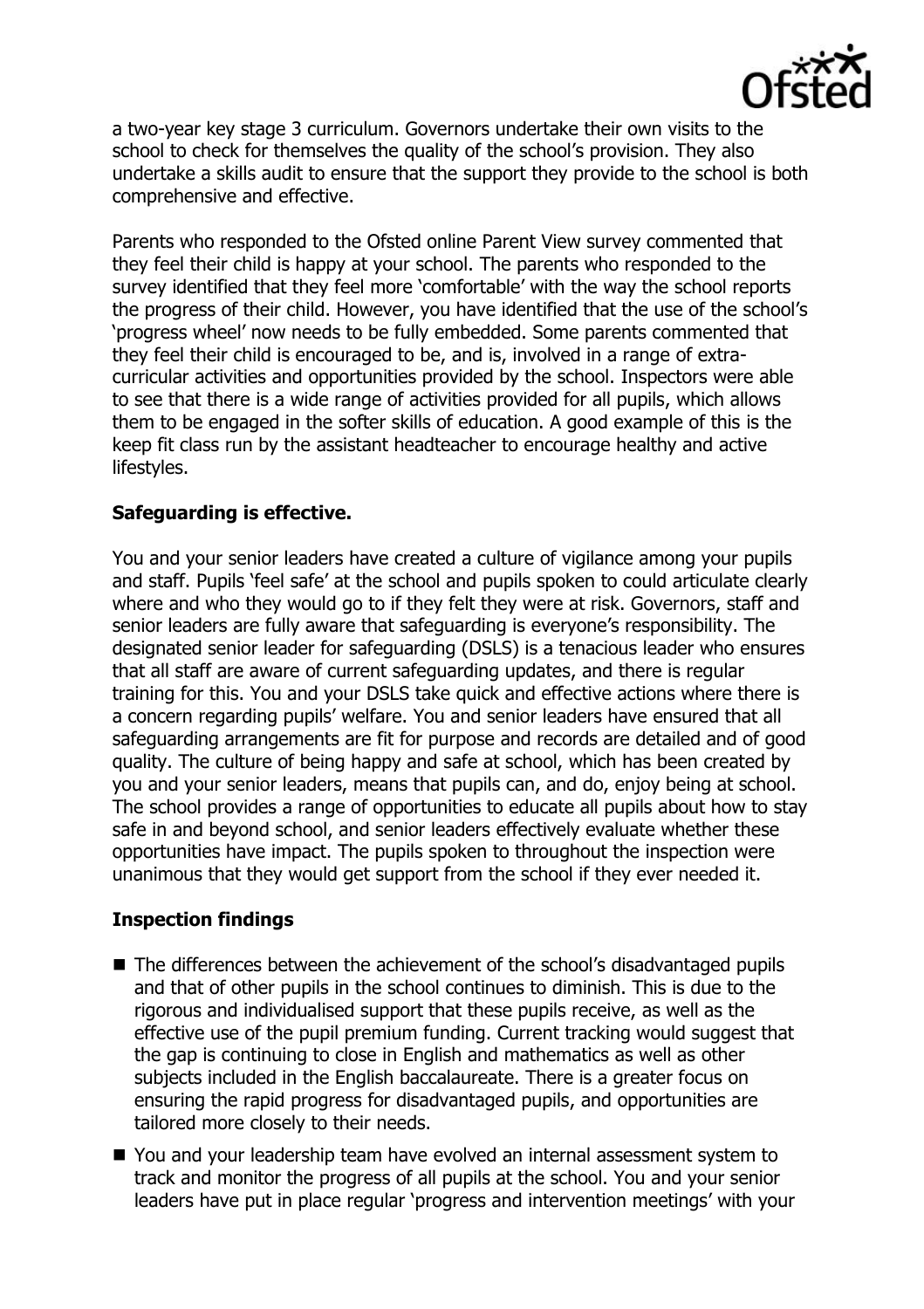a two-year key stage 3 curriculum. Governors undertake their own visits to the school to check for themselves the quality of the school's provision. They also undertake a skills audit to ensure that the support they provide to the school is both comprehensive and effective.

Parents who responded to the Ofsted online Parent View survey commented that they feel their child is happy at your school. The parents who responded to the survey identified that they feel more 'comfortable' with the way the school reports the progress of their child. However, you have identified that the use of the school's 'progress wheel' now needs to be fully embedded. Some parents commented that they feel their child is encouraged to be, and is, involved in a range of extra-curricular activities and opportunities provided by the school. Inspectors were able to see that there is a wide range of activities provided for all pupils, which allows them to be engaged in the softer skills of education. A good example of this is the keep fit class run by the assistant headteacher to encourage healthy and active lifestyles.

**Safeguarding is effective.**

You and your senior leaders have created a culture of vigilance among your pupils and staff. Pupils 'feel safe' at the school and pupils spoken to could articulate clearly where and who they would go to if they felt they were at risk. Governors, staff and senior leaders are fully aware that safeguarding is everyone's responsibility. The designated senior leader for safeguarding (DSLS) is a tenacious leader who ensures that all staff are aware of current safeguarding updates, and there is regular training for this. You and your DSLS take quick and effective actions where there is a concern regarding pupils' welfare. You and senior leaders have ensured that all safeguarding arrangements are fit for purpose and records are detailed and of good quality. The culture of being happy and safe at school, which has been created by you and your senior leaders, means that pupils can, and do, enjoy being at school. The school provides a range of opportunities to educate all pupils about how to stay safe in and beyond school, and senior leaders effectively evaluate whether these opportunities have impact. The pupils spoken to throughout the inspection were unanimous that they would get support from the school if they ever needed it.

**Inspection findings**

- The differences between the achievement of the school's disadvantaged pupils and that of other pupils in the school continues to diminish. This is due to the rigorous and individualised support that these pupils receive, as well as the effective use of the pupil premium funding. Current tracking would suggest that the gap is continuing to close in English and mathematics as well as other subjects included in the English baccalaureate. There is a greater focus on ensuring the rapid progress for disadvantaged pupils, and opportunities are tailored more closely to their needs.
- You and your leadership team have evolved an internal assessment system to track and monitor the progress of all pupils at the school. You and your senior leaders have put in place regular 'progress and intervention meetings' with your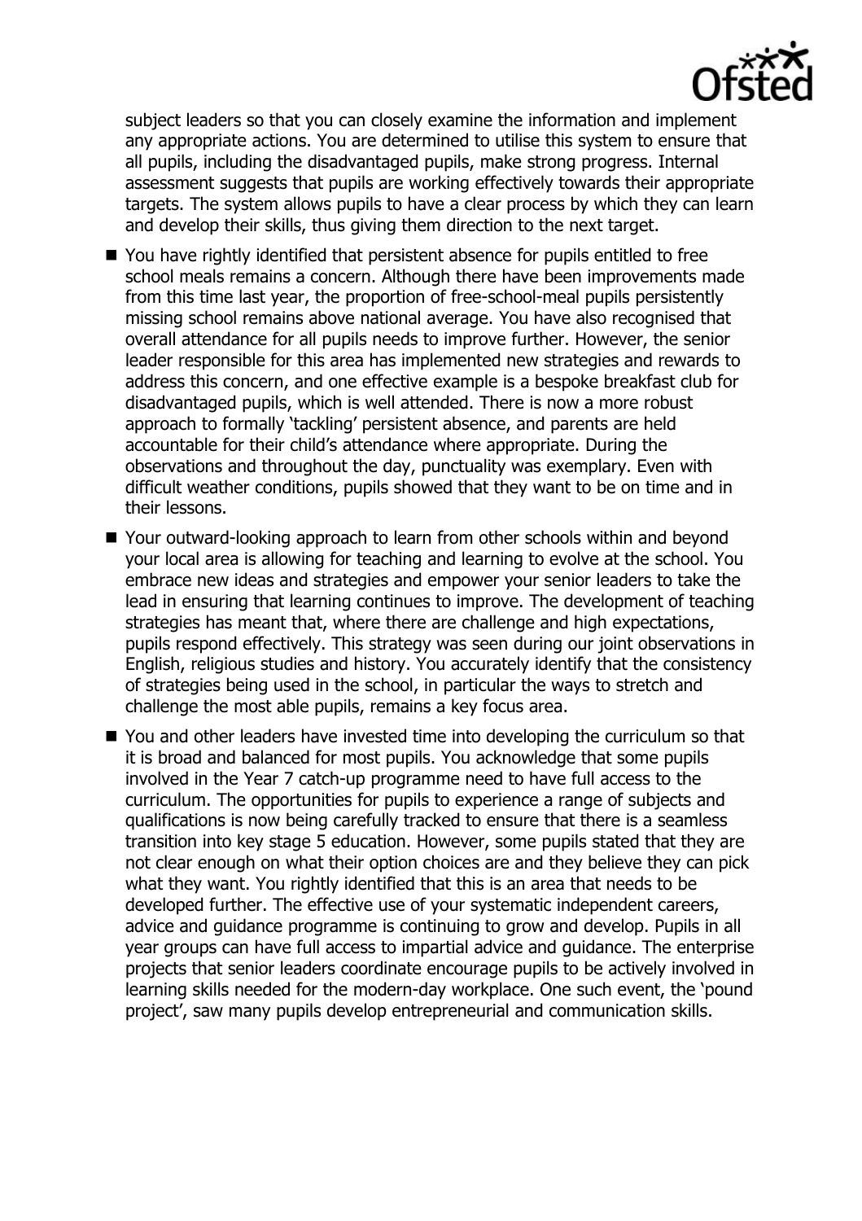subject leaders so that you can closely examine the information and implement any appropriate actions. You are determined to utilise this system to ensure that all pupils, including the disadvantaged pupils, make strong progress. Internal assessment suggests that pupils are working effectively towards their appropriate targets. The system allows pupils to have a clear process by which they can learn and develop their skills, thus giving them direction to the next target.

- You have rightly identified that persistent absence for pupils entitled to free school meals remains a concern. Although there have been improvements made from this time last year, the proportion of free-school-meal pupils persistently missing school remains above national average. You have also recognised that overall attendance for all pupils needs to improve further. However, the senior leader responsible for this area has implemented new strategies and rewards to address this concern, and one effective example is a bespoke breakfast club for disadvantaged pupils, which is well attended. There is now a more robust approach to formally 'tackling' persistent absence, and parents are held accountable for their child's attendance where appropriate. During the observations and throughout the day, punctuality was exemplary. Even with difficult weather conditions, pupils showed that they want to be on time and in their lessons.
- Your outward-looking approach to learn from other schools within and beyond your local area is allowing for teaching and learning to evolve at the school. You embrace new ideas and strategies and empower your senior leaders to take the lead in ensuring that learning continues to improve. The development of teaching strategies has meant that, where there are challenge and high expectations, pupils respond effectively. This strategy was seen during our joint observations in English, religious studies and history. You accurately identify that the consistency of strategies being used in the school, in particular the ways to stretch and challenge the most able pupils, remains a key focus area.
- You and other leaders have invested time into developing the curriculum so that it is broad and balanced for most pupils. You acknowledge that some pupils involved in the Year 7 catch-up programme need to have full access to the curriculum. The opportunities for pupils to experience a range of subjects and qualifications is now being carefully tracked to ensure that there is a seamless transition into key stage 5 education. However, some pupils stated that they are not clear enough on what their option choices are and they believe they can pick what they want. You rightly identified that this is an area that needs to be developed further. The effective use of your systematic independent careers, advice and guidance programme is continuing to grow and develop. Pupils in all year groups can have full access to impartial advice and guidance. The enterprise projects that senior leaders coordinate encourage pupils to be actively involved in learning skills needed for the modern-day workplace. One such event, the 'pound project', saw many pupils develop entrepreneurial and communication skills.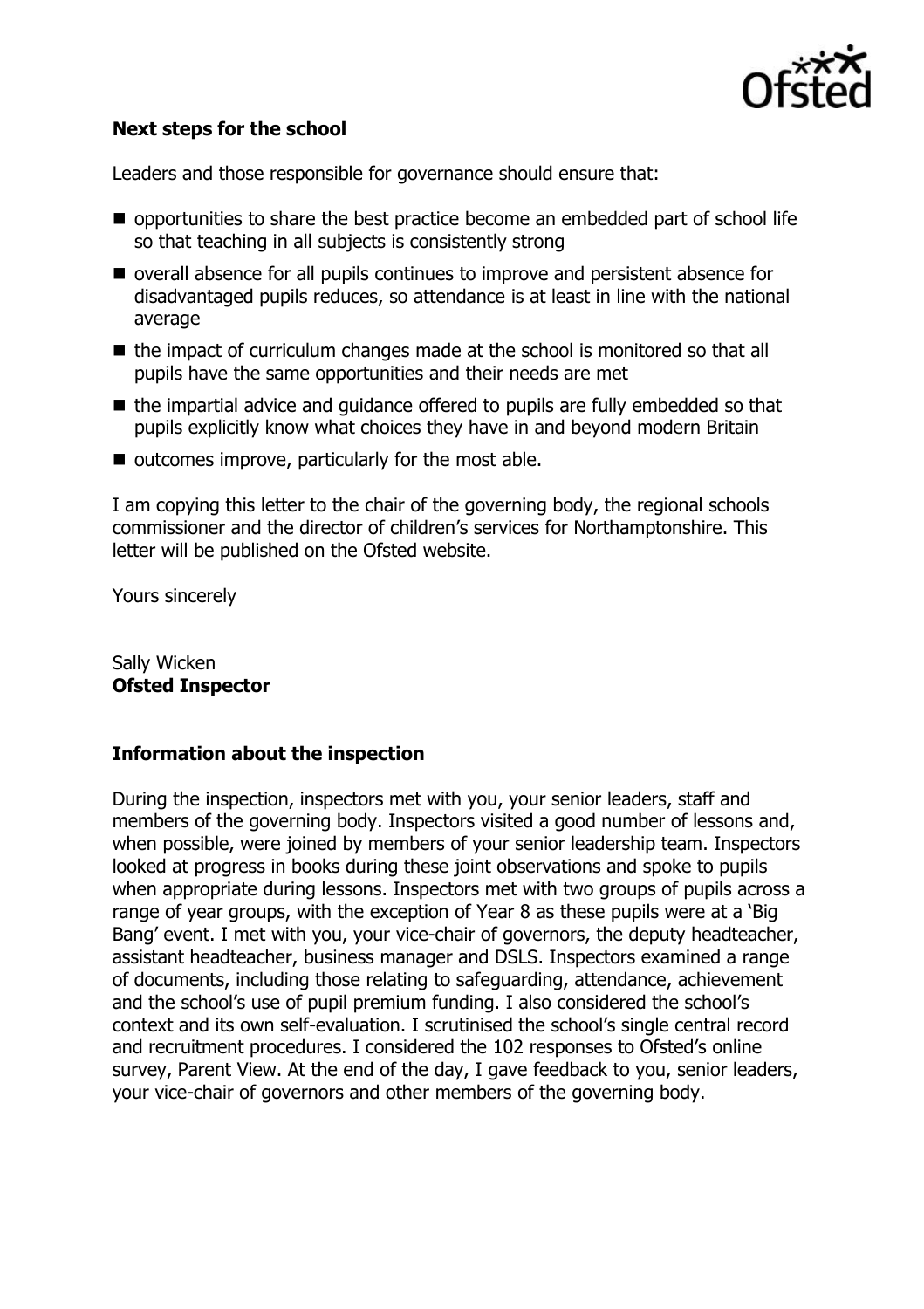**Next steps for the school**

Leaders and those responsible for governance should ensure that:

- opportunities to share the best practice become an embedded part of school life so that teaching in all subjects is consistently strong
- overall absence for all pupils continues to improve and persistent absence for disadvantaged pupils reduces, so attendance is at least in line with the national average
- the impact of curriculum changes made at the school is monitored so that all pupils have the same opportunities and their needs are met
- the impartial advice and guidance offered to pupils are fully embedded so that pupils explicitly know what choices they have in and beyond modern Britain
- outcomes improve, particularly for the most able.

I am copying this letter to the chair of the governing body, the regional schools commissioner and the director of children's services for Northamptonshire. This letter will be published on the Ofsted website.

Yours sincerely

Sally Wicken
**Ofsted Inspector**

**Information about the inspection**

During the inspection, inspectors met with you, your senior leaders, staff and members of the governing body. Inspectors visited a good number of lessons and, when possible, were joined by members of your senior leadership team. Inspectors looked at progress in books during these joint observations and spoke to pupils when appropriate during lessons. Inspectors met with two groups of pupils across a range of year groups, with the exception of Year 8 as these pupils were at a 'Big Bang' event. I met with you, your vice-chair of governors, the deputy headteacher, assistant headteacher, business manager and DSLS. Inspectors examined a range of documents, including those relating to safeguarding, attendance, achievement and the school's use of pupil premium funding. I also considered the school's context and its own self-evaluation. I scrutinised the school's single central record and recruitment procedures. I considered the 102 responses to Ofsted's online survey, Parent View. At the end of the day, I gave feedback to you, senior leaders, your vice-chair of governors and other members of the governing body.